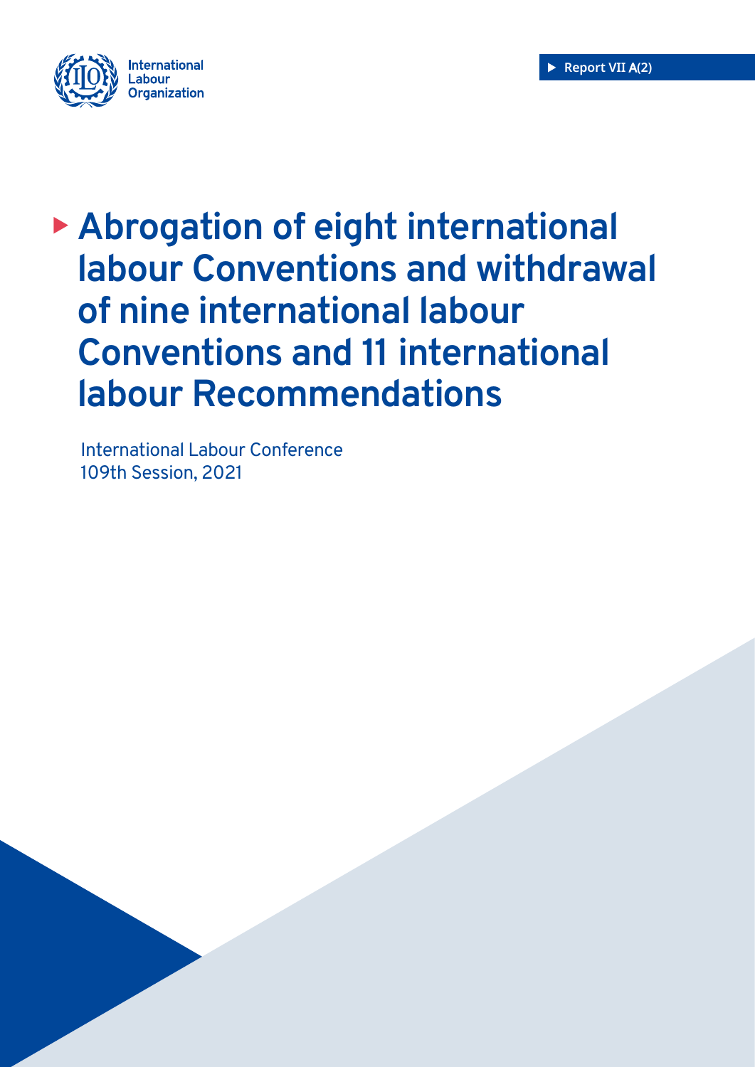International Labour Organization

Report VII A(2)

# Abrogation of eight international labour Conventions and withdrawal of nine international labour Conventions and 11 international labour Recommendations

International Labour Conference
109th Session, 2021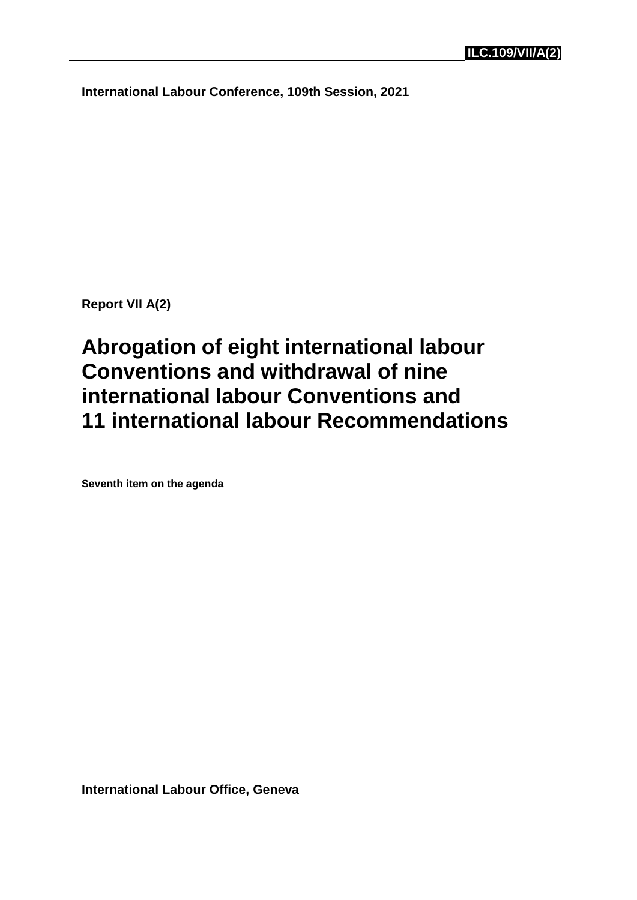ILC.109/VII/A(2)

**International Labour Conference, 109th Session, 2021**

**Report VII A(2)**

# Abrogation of eight international labour Conventions and withdrawal of nine international labour Conventions and 11 international labour Recommendations

**Seventh item on the agenda**

**International Labour Office, Geneva**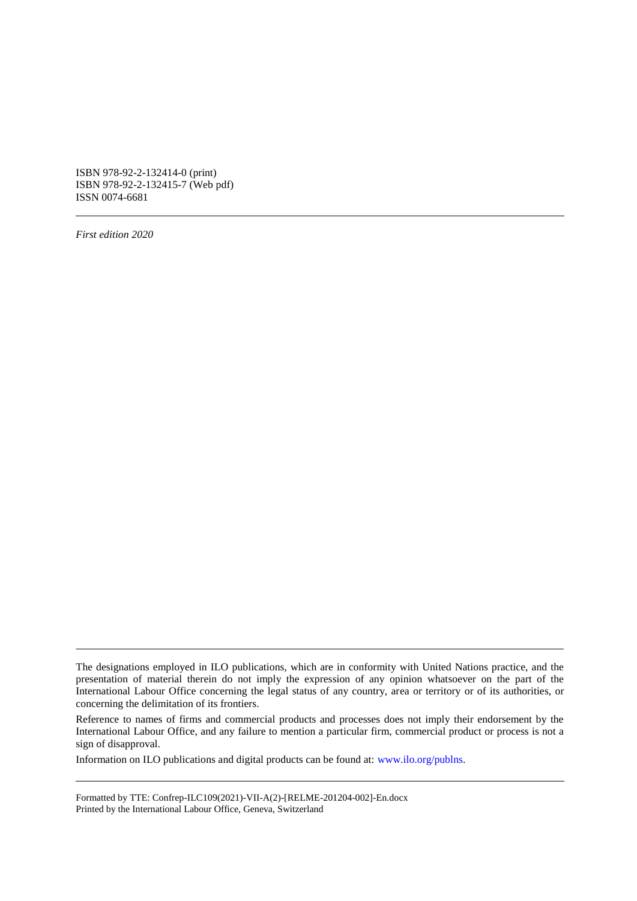ISBN 978-92-2-132414-0 (print)
ISBN 978-92-2-132415-7 (Web pdf)
ISSN 0074-6681

---

*First edition 2020*

---

The designations employed in ILO publications, which are in conformity with United Nations practice, and the presentation of material therein do not imply the expression of any opinion whatsoever on the part of the International Labour Office concerning the legal status of any country, area or territory or of its authorities, or concerning the delimitation of its frontiers.

Reference to names of firms and commercial products and processes does not imply their endorsement by the International Labour Office, and any failure to mention a particular firm, commercial product or process is not a sign of disapproval.

Information on ILO publications and digital products can be found at: www.ilo.org/publns.

---

Formatted by TTE: Confrep-ILC109(2021)-VII-A(2)-[RELME-201204-002]-En.docx
Printed by the International Labour Office, Geneva, Switzerland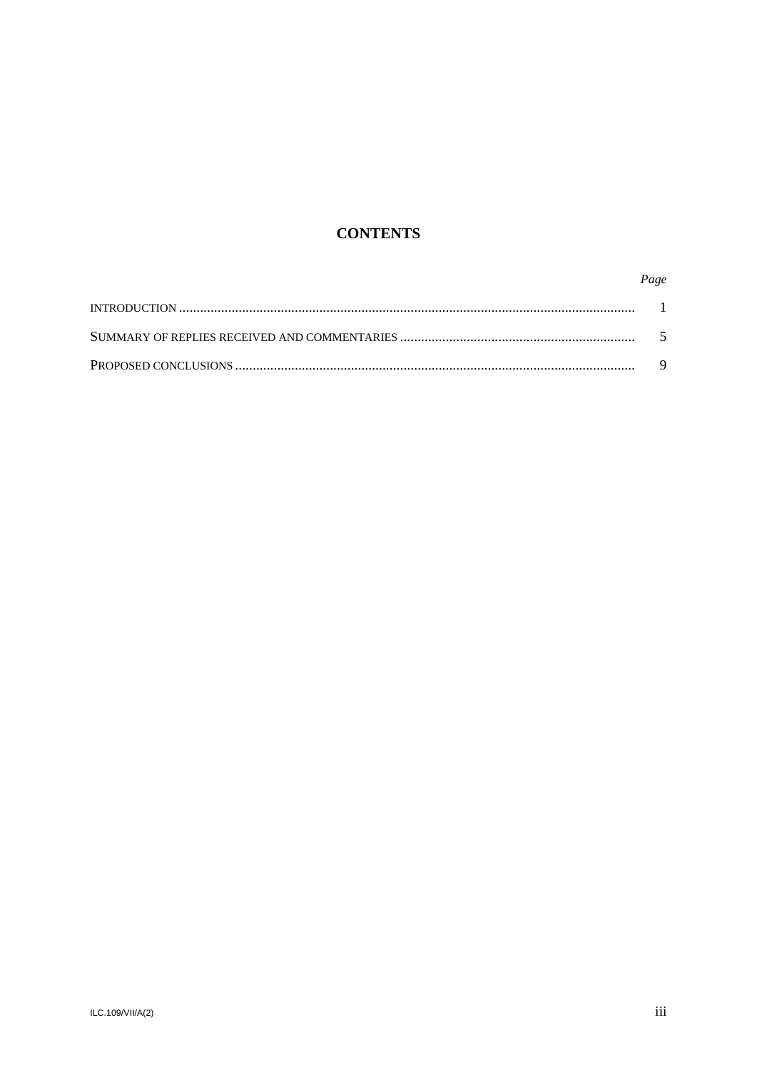# CONTENTS

| | *Page* |
|---|---|
| INTRODUCTION | 1 |
| SUMMARY OF REPLIES RECEIVED AND COMMENTARIES | 5 |
| PROPOSED CONCLUSIONS | 9 |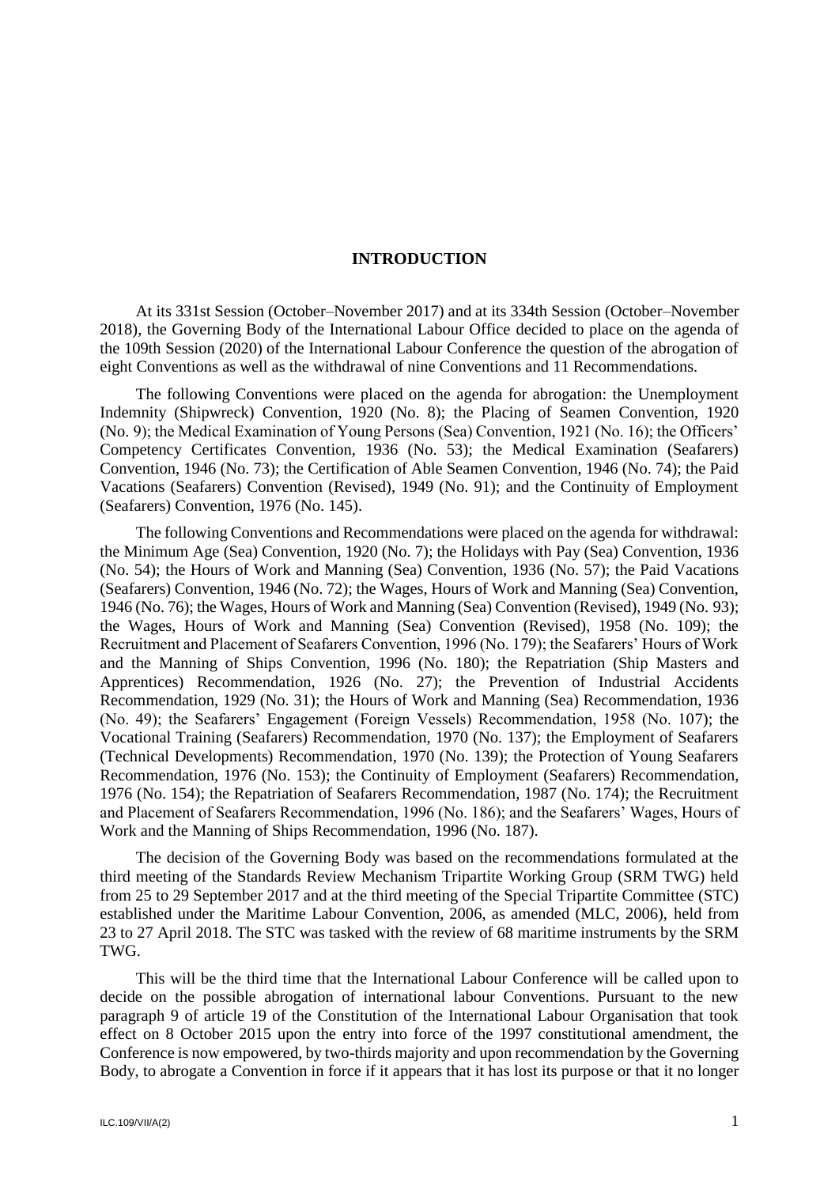## INTRODUCTION

At its 331st Session (October–November 2017) and at its 334th Session (October–November 2018), the Governing Body of the International Labour Office decided to place on the agenda of the 109th Session (2020) of the International Labour Conference the question of the abrogation of eight Conventions as well as the withdrawal of nine Conventions and 11 Recommendations.

The following Conventions were placed on the agenda for abrogation: the Unemployment Indemnity (Shipwreck) Convention, 1920 (No. 8); the Placing of Seamen Convention, 1920 (No. 9); the Medical Examination of Young Persons (Sea) Convention, 1921 (No. 16); the Officers' Competency Certificates Convention, 1936 (No. 53); the Medical Examination (Seafarers) Convention, 1946 (No. 73); the Certification of Able Seamen Convention, 1946 (No. 74); the Paid Vacations (Seafarers) Convention (Revised), 1949 (No. 91); and the Continuity of Employment (Seafarers) Convention, 1976 (No. 145).

The following Conventions and Recommendations were placed on the agenda for withdrawal: the Minimum Age (Sea) Convention, 1920 (No. 7); the Holidays with Pay (Sea) Convention, 1936 (No. 54); the Hours of Work and Manning (Sea) Convention, 1936 (No. 57); the Paid Vacations (Seafarers) Convention, 1946 (No. 72); the Wages, Hours of Work and Manning (Sea) Convention, 1946 (No. 76); the Wages, Hours of Work and Manning (Sea) Convention (Revised), 1949 (No. 93); the Wages, Hours of Work and Manning (Sea) Convention (Revised), 1958 (No. 109); the Recruitment and Placement of Seafarers Convention, 1996 (No. 179); the Seafarers' Hours of Work and the Manning of Ships Convention, 1996 (No. 180); the Repatriation (Ship Masters and Apprentices) Recommendation, 1926 (No. 27); the Prevention of Industrial Accidents Recommendation, 1929 (No. 31); the Hours of Work and Manning (Sea) Recommendation, 1936 (No. 49); the Seafarers' Engagement (Foreign Vessels) Recommendation, 1958 (No. 107); the Vocational Training (Seafarers) Recommendation, 1970 (No. 137); the Employment of Seafarers (Technical Developments) Recommendation, 1970 (No. 139); the Protection of Young Seafarers Recommendation, 1976 (No. 153); the Continuity of Employment (Seafarers) Recommendation, 1976 (No. 154); the Repatriation of Seafarers Recommendation, 1987 (No. 174); the Recruitment and Placement of Seafarers Recommendation, 1996 (No. 186); and the Seafarers' Wages, Hours of Work and the Manning of Ships Recommendation, 1996 (No. 187).

The decision of the Governing Body was based on the recommendations formulated at the third meeting of the Standards Review Mechanism Tripartite Working Group (SRM TWG) held from 25 to 29 September 2017 and at the third meeting of the Special Tripartite Committee (STC) established under the Maritime Labour Convention, 2006, as amended (MLC, 2006), held from 23 to 27 April 2018. The STC was tasked with the review of 68 maritime instruments by the SRM TWG.

This will be the third time that the International Labour Conference will be called upon to decide on the possible abrogation of international labour Conventions. Pursuant to the new paragraph 9 of article 19 of the Constitution of the International Labour Organisation that took effect on 8 October 2015 upon the entry into force of the 1997 constitutional amendment, the Conference is now empowered, by two-thirds majority and upon recommendation by the Governing Body, to abrogate a Convention in force if it appears that it has lost its purpose or that it no longer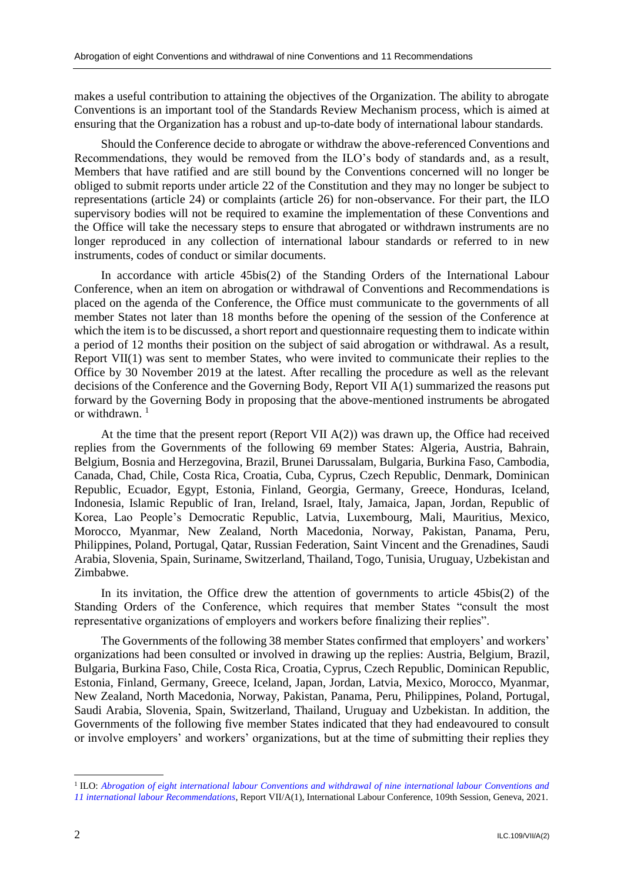makes a useful contribution to attaining the objectives of the Organization. The ability to abrogate Conventions is an important tool of the Standards Review Mechanism process, which is aimed at ensuring that the Organization has a robust and up-to-date body of international labour standards.

Should the Conference decide to abrogate or withdraw the above-referenced Conventions and Recommendations, they would be removed from the ILO's body of standards and, as a result, Members that have ratified and are still bound by the Conventions concerned will no longer be obliged to submit reports under article 22 of the Constitution and they may no longer be subject to representations (article 24) or complaints (article 26) for non-observance. For their part, the ILO supervisory bodies will not be required to examine the implementation of these Conventions and the Office will take the necessary steps to ensure that abrogated or withdrawn instruments are no longer reproduced in any collection of international labour standards or referred to in new instruments, codes of conduct or similar documents.

In accordance with article 45bis(2) of the Standing Orders of the International Labour Conference, when an item on abrogation or withdrawal of Conventions and Recommendations is placed on the agenda of the Conference, the Office must communicate to the governments of all member States not later than 18 months before the opening of the session of the Conference at which the item is to be discussed, a short report and questionnaire requesting them to indicate within a period of 12 months their position on the subject of said abrogation or withdrawal. As a result, Report VII(1) was sent to member States, who were invited to communicate their replies to the Office by 30 November 2019 at the latest. After recalling the procedure as well as the relevant decisions of the Conference and the Governing Body, Report VII A(1) summarized the reasons put forward by the Governing Body in proposing that the above-mentioned instruments be abrogated or withdrawn. [1]

At the time that the present report (Report VII A(2)) was drawn up, the Office had received replies from the Governments of the following 69 member States: Algeria, Austria, Bahrain, Belgium, Bosnia and Herzegovina, Brazil, Brunei Darussalam, Bulgaria, Burkina Faso, Cambodia, Canada, Chad, Chile, Costa Rica, Croatia, Cuba, Cyprus, Czech Republic, Denmark, Dominican Republic, Ecuador, Egypt, Estonia, Finland, Georgia, Germany, Greece, Honduras, Iceland, Indonesia, Islamic Republic of Iran, Ireland, Israel, Italy, Jamaica, Japan, Jordan, Republic of Korea, Lao People's Democratic Republic, Latvia, Luxembourg, Mali, Mauritius, Mexico, Morocco, Myanmar, New Zealand, North Macedonia, Norway, Pakistan, Panama, Peru, Philippines, Poland, Portugal, Qatar, Russian Federation, Saint Vincent and the Grenadines, Saudi Arabia, Slovenia, Spain, Suriname, Switzerland, Thailand, Togo, Tunisia, Uruguay, Uzbekistan and Zimbabwe.

In its invitation, the Office drew the attention of governments to article 45bis(2) of the Standing Orders of the Conference, which requires that member States "consult the most representative organizations of employers and workers before finalizing their replies".

The Governments of the following 38 member States confirmed that employers' and workers' organizations had been consulted or involved in drawing up the replies: Austria, Belgium, Brazil, Bulgaria, Burkina Faso, Chile, Costa Rica, Croatia, Cyprus, Czech Republic, Dominican Republic, Estonia, Finland, Germany, Greece, Iceland, Japan, Jordan, Latvia, Mexico, Morocco, Myanmar, New Zealand, North Macedonia, Norway, Pakistan, Panama, Peru, Philippines, Poland, Portugal, Saudi Arabia, Slovenia, Spain, Switzerland, Thailand, Uruguay and Uzbekistan. In addition, the Governments of the following five member States indicated that they had endeavoured to consult or involve employers' and workers' organizations, but at the time of submitting their replies they

---

[1] ILO: *Abrogation of eight international labour Conventions and withdrawal of nine international labour Conventions and 11 international labour Recommendations*, Report VII/A(1), International Labour Conference, 109th Session, Geneva, 2021.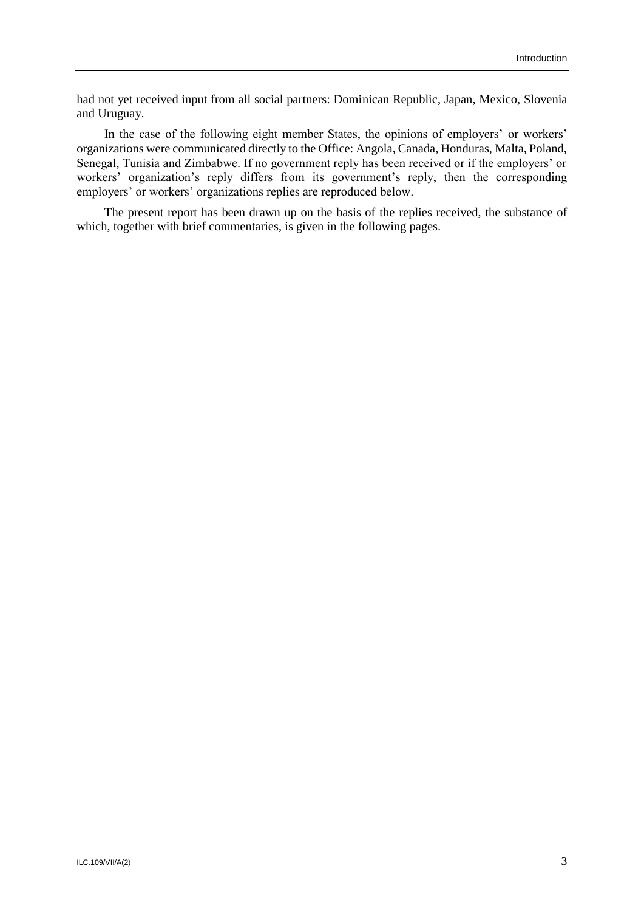had not yet received input from all social partners: Dominican Republic, Japan, Mexico, Slovenia and Uruguay.

In the case of the following eight member States, the opinions of employers' or workers' organizations were communicated directly to the Office: Angola, Canada, Honduras, Malta, Poland, Senegal, Tunisia and Zimbabwe. If no government reply has been received or if the employers' or workers' organization's reply differs from its government's reply, then the corresponding employers' or workers' organizations replies are reproduced below.

The present report has been drawn up on the basis of the replies received, the substance of which, together with brief commentaries, is given in the following pages.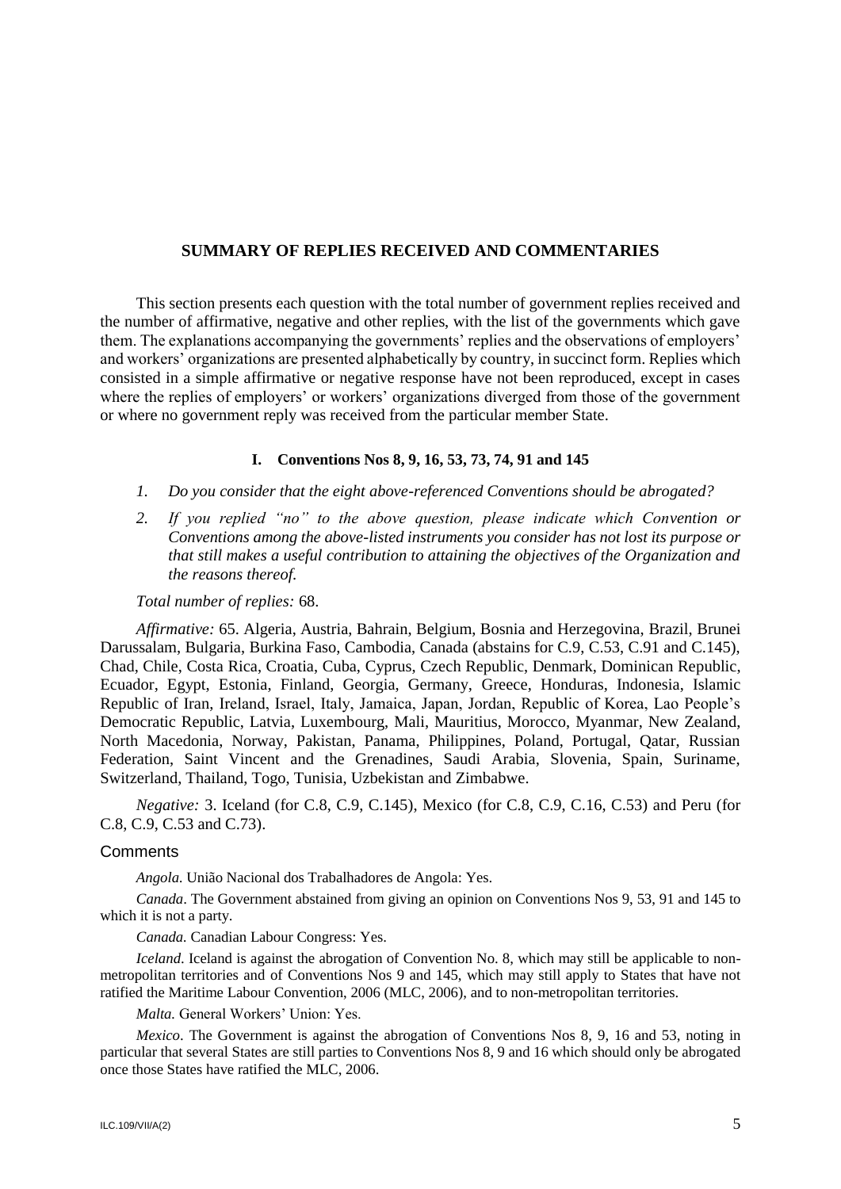## SUMMARY OF REPLIES RECEIVED AND COMMENTARIES

This section presents each question with the total number of government replies received and the number of affirmative, negative and other replies, with the list of the governments which gave them. The explanations accompanying the governments' replies and the observations of employers' and workers' organizations are presented alphabetically by country, in succinct form. Replies which consisted in a simple affirmative or negative response have not been reproduced, except in cases where the replies of employers' or workers' organizations diverged from those of the government or where no government reply was received from the particular member State.

### I. Conventions Nos 8, 9, 16, 53, 73, 74, 91 and 145

1. *Do you consider that the eight above-referenced Conventions should be abrogated?*
2. *If you replied "no" to the above question, please indicate which Convention or Conventions among the above-listed instruments you consider has not lost its purpose or that still makes a useful contribution to attaining the objectives of the Organization and the reasons thereof.*

*Total number of replies:* 68.

*Affirmative:* 65. Algeria, Austria, Bahrain, Belgium, Bosnia and Herzegovina, Brazil, Brunei Darussalam, Bulgaria, Burkina Faso, Cambodia, Canada (abstains for C.9, C.53, C.91 and C.145), Chad, Chile, Costa Rica, Croatia, Cuba, Cyprus, Czech Republic, Denmark, Dominican Republic, Ecuador, Egypt, Estonia, Finland, Georgia, Germany, Greece, Honduras, Indonesia, Islamic Republic of Iran, Ireland, Israel, Italy, Jamaica, Japan, Jordan, Republic of Korea, Lao People's Democratic Republic, Latvia, Luxembourg, Mali, Mauritius, Morocco, Myanmar, New Zealand, North Macedonia, Norway, Pakistan, Panama, Philippines, Poland, Portugal, Qatar, Russian Federation, Saint Vincent and the Grenadines, Saudi Arabia, Slovenia, Spain, Suriname, Switzerland, Thailand, Togo, Tunisia, Uzbekistan and Zimbabwe.

*Negative:* 3. Iceland (for C.8, C.9, C.145), Mexico (for C.8, C.9, C.16, C.53) and Peru (for C.8, C.9, C.53 and C.73).

#### Comments

*Angola.* União Nacional dos Trabalhadores de Angola: Yes.

*Canada*. The Government abstained from giving an opinion on Conventions Nos 9, 53, 91 and 145 to which it is not a party.

*Canada.* Canadian Labour Congress: Yes.

*Iceland*. Iceland is against the abrogation of Convention No. 8, which may still be applicable to non-metropolitan territories and of Conventions Nos 9 and 145, which may still apply to States that have not ratified the Maritime Labour Convention, 2006 (MLC, 2006), and to non-metropolitan territories.

*Malta.* General Workers' Union: Yes.

*Mexico*. The Government is against the abrogation of Conventions Nos 8, 9, 16 and 53, noting in particular that several States are still parties to Conventions Nos 8, 9 and 16 which should only be abrogated once those States have ratified the MLC, 2006.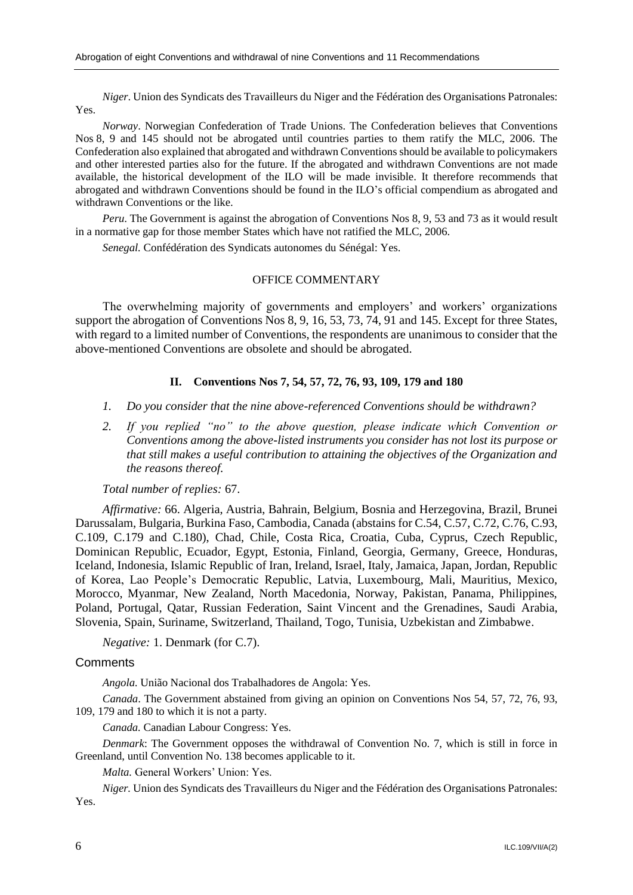*Niger*. Union des Syndicats des Travailleurs du Niger and the Fédération des Organisations Patronales: Yes.

*Norway*. Norwegian Confederation of Trade Unions. The Confederation believes that Conventions Nos 8, 9 and 145 should not be abrogated until countries parties to them ratify the MLC, 2006. The Confederation also explained that abrogated and withdrawn Conventions should be available to policymakers and other interested parties also for the future. If the abrogated and withdrawn Conventions are not made available, the historical development of the ILO will be made invisible. It therefore recommends that abrogated and withdrawn Conventions should be found in the ILO's official compendium as abrogated and withdrawn Conventions or the like.

*Peru*. The Government is against the abrogation of Conventions Nos 8, 9, 53 and 73 as it would result in a normative gap for those member States which have not ratified the MLC, 2006.

*Senegal*. Confédération des Syndicats autonomes du Sénégal: Yes.

OFFICE COMMENTARY

The overwhelming majority of governments and employers' and workers' organizations support the abrogation of Conventions Nos 8, 9, 16, 53, 73, 74, 91 and 145. Except for three States, with regard to a limited number of Conventions, the respondents are unanimous to consider that the above-mentioned Conventions are obsolete and should be abrogated.

## II. Conventions Nos 7, 54, 57, 72, 76, 93, 109, 179 and 180

1. *Do you consider that the nine above-referenced Conventions should be withdrawn?*
2. *If you replied "no" to the above question, please indicate which Convention or Conventions among the above-listed instruments you consider has not lost its purpose or that still makes a useful contribution to attaining the objectives of the Organization and the reasons thereof.*

*Total number of replies:* 67.

*Affirmative:* 66. Algeria, Austria, Bahrain, Belgium, Bosnia and Herzegovina, Brazil, Brunei Darussalam, Bulgaria, Burkina Faso, Cambodia, Canada (abstains for C.54, C.57, C.72, C.76, C.93, C.109, C.179 and C.180), Chad, Chile, Costa Rica, Croatia, Cuba, Cyprus, Czech Republic, Dominican Republic, Ecuador, Egypt, Estonia, Finland, Georgia, Germany, Greece, Honduras, Iceland, Indonesia, Islamic Republic of Iran, Ireland, Israel, Italy, Jamaica, Japan, Jordan, Republic of Korea, Lao People's Democratic Republic, Latvia, Luxembourg, Mali, Mauritius, Mexico, Morocco, Myanmar, New Zealand, North Macedonia, Norway, Pakistan, Panama, Philippines, Poland, Portugal, Qatar, Russian Federation, Saint Vincent and the Grenadines, Saudi Arabia, Slovenia, Spain, Suriname, Switzerland, Thailand, Togo, Tunisia, Uzbekistan and Zimbabwe.

*Negative:* 1. Denmark (for C.7).

### Comments

*Angola*. União Nacional dos Trabalhadores de Angola: Yes.

*Canada*. The Government abstained from giving an opinion on Conventions Nos 54, 57, 72, 76, 93, 109, 179 and 180 to which it is not a party.

*Canada*. Canadian Labour Congress: Yes.

*Denmark*: The Government opposes the withdrawal of Convention No. 7, which is still in force in Greenland, until Convention No. 138 becomes applicable to it.

*Malta*. General Workers' Union: Yes.

*Niger*. Union des Syndicats des Travailleurs du Niger and the Fédération des Organisations Patronales: Yes.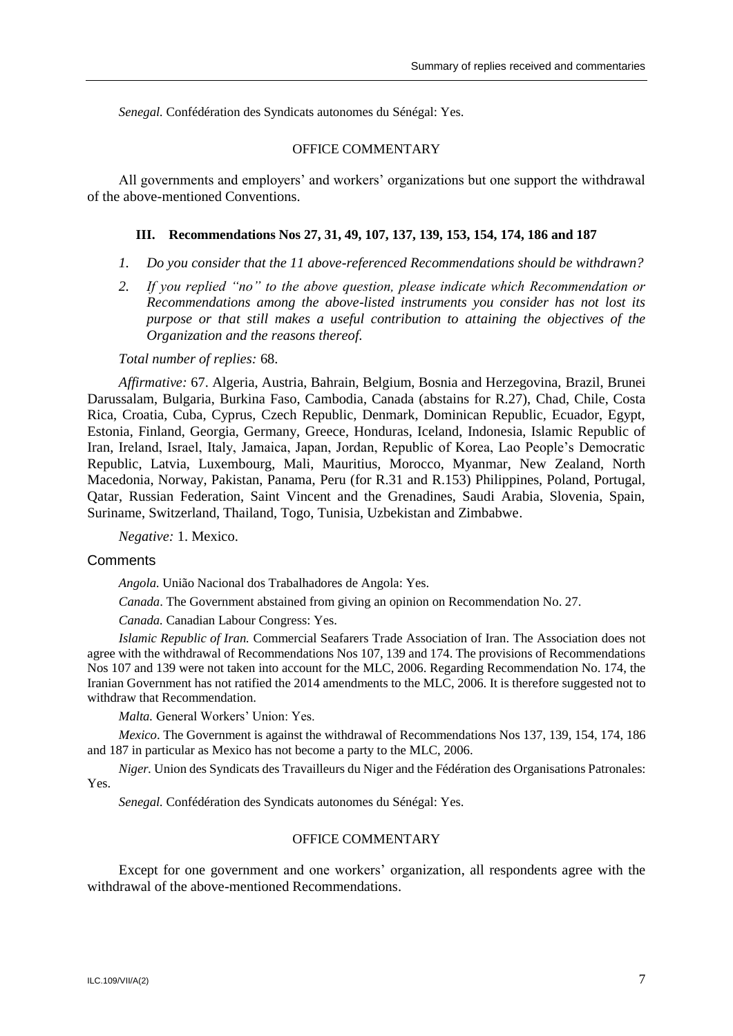*Senegal.* Confédération des Syndicats autonomes du Sénégal: Yes.

OFFICE COMMENTARY

All governments and employers' and workers' organizations but one support the withdrawal of the above-mentioned Conventions.

### III. Recommendations Nos 27, 31, 49, 107, 137, 139, 153, 154, 174, 186 and 187

1. *Do you consider that the 11 above-referenced Recommendations should be withdrawn?*
2. *If you replied "no" to the above question, please indicate which Recommendation or Recommendations among the above-listed instruments you consider has not lost its purpose or that still makes a useful contribution to attaining the objectives of the Organization and the reasons thereof.*

*Total number of replies:* 68.

*Affirmative:* 67. Algeria, Austria, Bahrain, Belgium, Bosnia and Herzegovina, Brazil, Brunei Darussalam, Bulgaria, Burkina Faso, Cambodia, Canada (abstains for R.27), Chad, Chile, Costa Rica, Croatia, Cuba, Cyprus, Czech Republic, Denmark, Dominican Republic, Ecuador, Egypt, Estonia, Finland, Georgia, Germany, Greece, Honduras, Iceland, Indonesia, Islamic Republic of Iran, Ireland, Israel, Italy, Jamaica, Japan, Jordan, Republic of Korea, Lao People's Democratic Republic, Latvia, Luxembourg, Mali, Mauritius, Morocco, Myanmar, New Zealand, North Macedonia, Norway, Pakistan, Panama, Peru (for R.31 and R.153) Philippines, Poland, Portugal, Qatar, Russian Federation, Saint Vincent and the Grenadines, Saudi Arabia, Slovenia, Spain, Suriname, Switzerland, Thailand, Togo, Tunisia, Uzbekistan and Zimbabwe.

*Negative:* 1. Mexico.

#### Comments

*Angola.* União Nacional dos Trabalhadores de Angola: Yes.

*Canada*. The Government abstained from giving an opinion on Recommendation No. 27.

*Canada.* Canadian Labour Congress: Yes.

*Islamic Republic of Iran.* Commercial Seafarers Trade Association of Iran. The Association does not agree with the withdrawal of Recommendations Nos 107, 139 and 174. The provisions of Recommendations Nos 107 and 139 were not taken into account for the MLC, 2006. Regarding Recommendation No. 174, the Iranian Government has not ratified the 2014 amendments to the MLC, 2006. It is therefore suggested not to withdraw that Recommendation.

*Malta.* General Workers' Union: Yes.

*Mexico*. The Government is against the withdrawal of Recommendations Nos 137, 139, 154, 174, 186 and 187 in particular as Mexico has not become a party to the MLC, 2006.

*Niger.* Union des Syndicats des Travailleurs du Niger and the Fédération des Organisations Patronales: Yes.

*Senegal.* Confédération des Syndicats autonomes du Sénégal: Yes.

OFFICE COMMENTARY

Except for one government and one workers' organization, all respondents agree with the withdrawal of the above-mentioned Recommendations.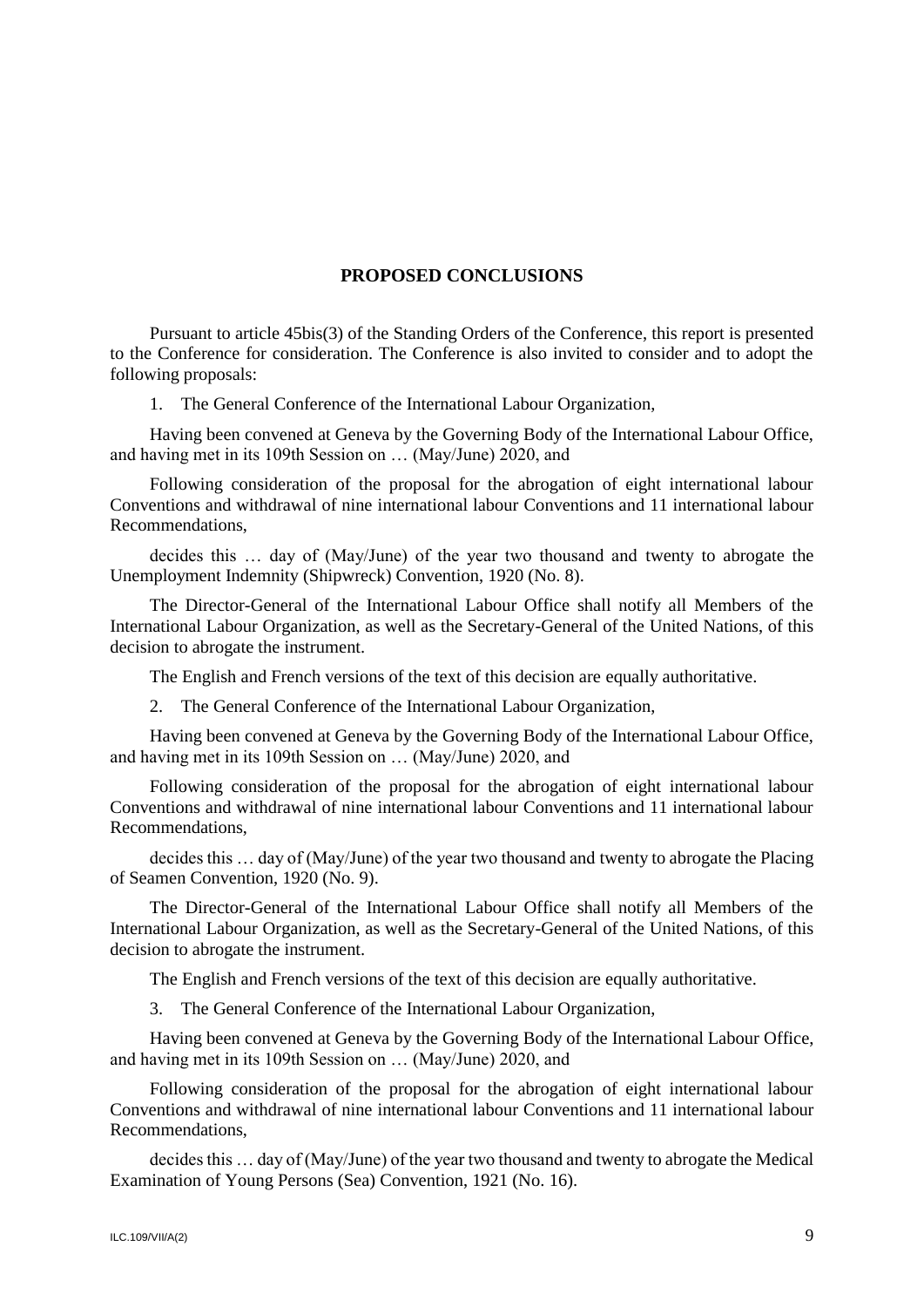## PROPOSED CONCLUSIONS

Pursuant to article 45bis(3) of the Standing Orders of the Conference, this report is presented to the Conference for consideration. The Conference is also invited to consider and to adopt the following proposals:

1. The General Conference of the International Labour Organization,

Having been convened at Geneva by the Governing Body of the International Labour Office, and having met in its 109th Session on … (May/June) 2020, and

Following consideration of the proposal for the abrogation of eight international labour Conventions and withdrawal of nine international labour Conventions and 11 international labour Recommendations,

decides this … day of (May/June) of the year two thousand and twenty to abrogate the Unemployment Indemnity (Shipwreck) Convention, 1920 (No. 8).

The Director-General of the International Labour Office shall notify all Members of the International Labour Organization, as well as the Secretary-General of the United Nations, of this decision to abrogate the instrument.

The English and French versions of the text of this decision are equally authoritative.

2. The General Conference of the International Labour Organization,

Having been convened at Geneva by the Governing Body of the International Labour Office, and having met in its 109th Session on … (May/June) 2020, and

Following consideration of the proposal for the abrogation of eight international labour Conventions and withdrawal of nine international labour Conventions and 11 international labour Recommendations,

decides this … day of (May/June) of the year two thousand and twenty to abrogate the Placing of Seamen Convention, 1920 (No. 9).

The Director-General of the International Labour Office shall notify all Members of the International Labour Organization, as well as the Secretary-General of the United Nations, of this decision to abrogate the instrument.

The English and French versions of the text of this decision are equally authoritative.

3. The General Conference of the International Labour Organization,

Having been convened at Geneva by the Governing Body of the International Labour Office, and having met in its 109th Session on … (May/June) 2020, and

Following consideration of the proposal for the abrogation of eight international labour Conventions and withdrawal of nine international labour Conventions and 11 international labour Recommendations,

decides this … day of (May/June) of the year two thousand and twenty to abrogate the Medical Examination of Young Persons (Sea) Convention, 1921 (No. 16).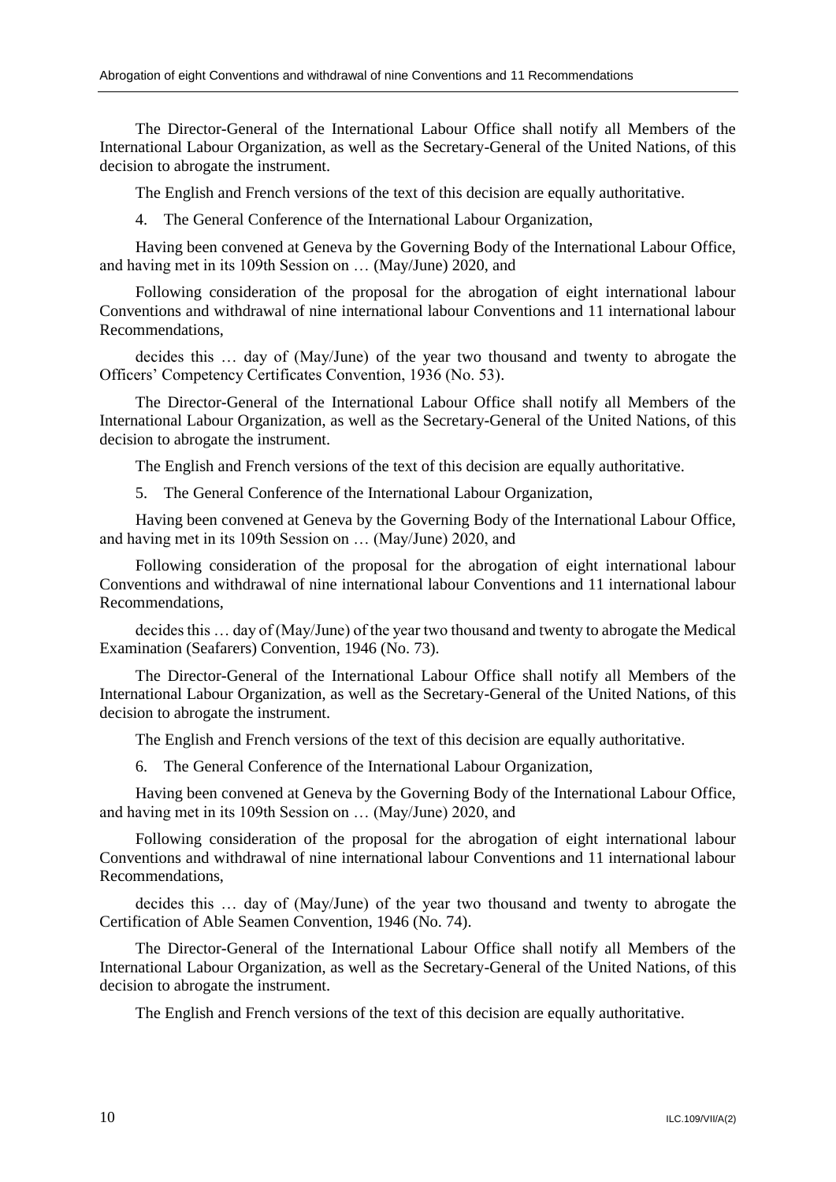The Director-General of the International Labour Office shall notify all Members of the International Labour Organization, as well as the Secretary-General of the United Nations, of this decision to abrogate the instrument.

The English and French versions of the text of this decision are equally authoritative.

4. The General Conference of the International Labour Organization,

Having been convened at Geneva by the Governing Body of the International Labour Office, and having met in its 109th Session on … (May/June) 2020, and

Following consideration of the proposal for the abrogation of eight international labour Conventions and withdrawal of nine international labour Conventions and 11 international labour Recommendations,

decides this … day of (May/June) of the year two thousand and twenty to abrogate the Officers' Competency Certificates Convention, 1936 (No. 53).

The Director-General of the International Labour Office shall notify all Members of the International Labour Organization, as well as the Secretary-General of the United Nations, of this decision to abrogate the instrument.

The English and French versions of the text of this decision are equally authoritative.

5. The General Conference of the International Labour Organization,

Having been convened at Geneva by the Governing Body of the International Labour Office, and having met in its 109th Session on … (May/June) 2020, and

Following consideration of the proposal for the abrogation of eight international labour Conventions and withdrawal of nine international labour Conventions and 11 international labour Recommendations,

decides this … day of (May/June) of the year two thousand and twenty to abrogate the Medical Examination (Seafarers) Convention, 1946 (No. 73).

The Director-General of the International Labour Office shall notify all Members of the International Labour Organization, as well as the Secretary-General of the United Nations, of this decision to abrogate the instrument.

The English and French versions of the text of this decision are equally authoritative.

6. The General Conference of the International Labour Organization,

Having been convened at Geneva by the Governing Body of the International Labour Office, and having met in its 109th Session on … (May/June) 2020, and

Following consideration of the proposal for the abrogation of eight international labour Conventions and withdrawal of nine international labour Conventions and 11 international labour Recommendations,

decides this … day of (May/June) of the year two thousand and twenty to abrogate the Certification of Able Seamen Convention, 1946 (No. 74).

The Director-General of the International Labour Office shall notify all Members of the International Labour Organization, as well as the Secretary-General of the United Nations, of this decision to abrogate the instrument.

The English and French versions of the text of this decision are equally authoritative.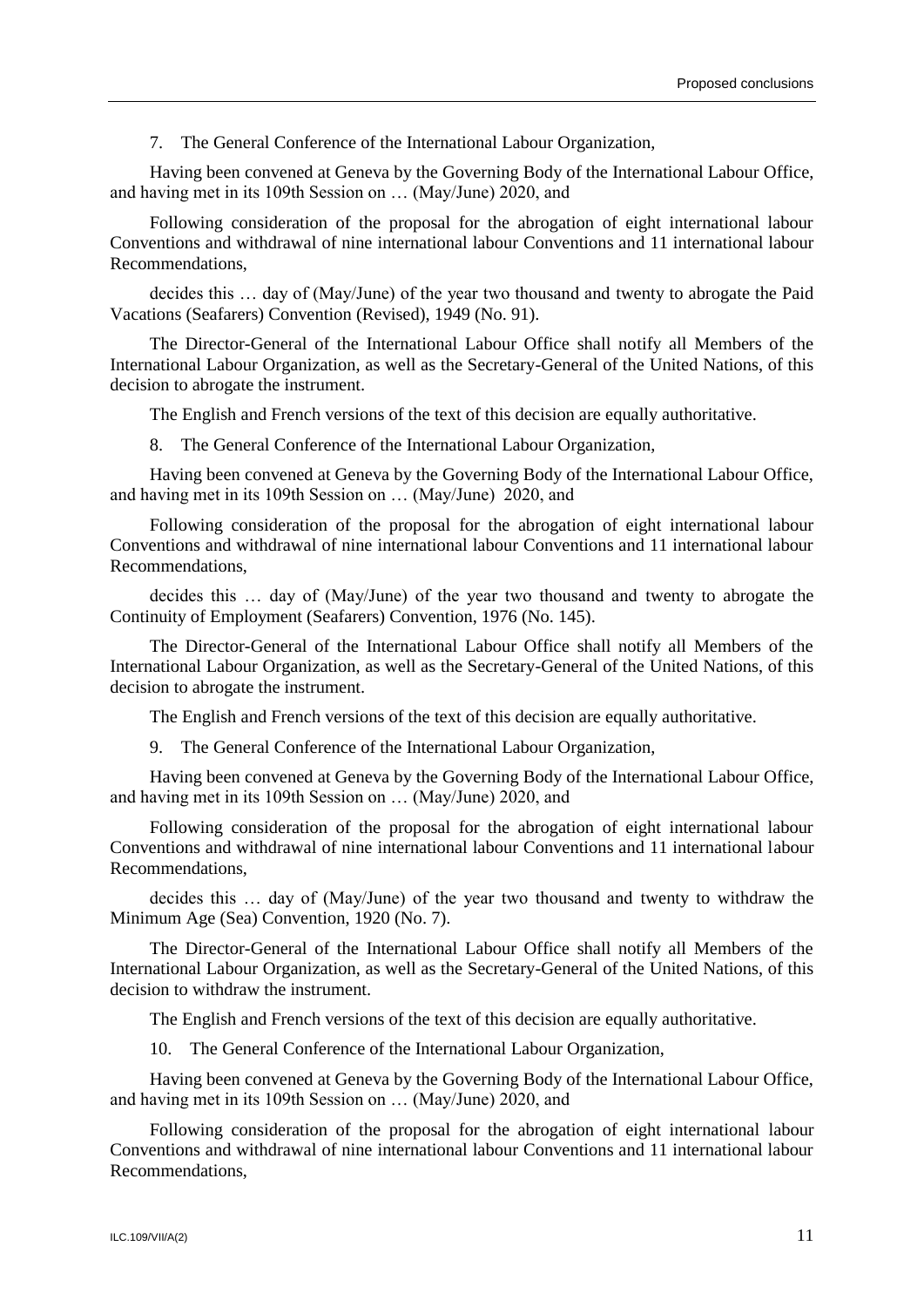7. The General Conference of the International Labour Organization,

Having been convened at Geneva by the Governing Body of the International Labour Office, and having met in its 109th Session on … (May/June) 2020, and

Following consideration of the proposal for the abrogation of eight international labour Conventions and withdrawal of nine international labour Conventions and 11 international labour Recommendations,

decides this … day of (May/June) of the year two thousand and twenty to abrogate the Paid Vacations (Seafarers) Convention (Revised), 1949 (No. 91).

The Director-General of the International Labour Office shall notify all Members of the International Labour Organization, as well as the Secretary-General of the United Nations, of this decision to abrogate the instrument.

The English and French versions of the text of this decision are equally authoritative.

8. The General Conference of the International Labour Organization,

Having been convened at Geneva by the Governing Body of the International Labour Office, and having met in its 109th Session on … (May/June) 2020, and

Following consideration of the proposal for the abrogation of eight international labour Conventions and withdrawal of nine international labour Conventions and 11 international labour Recommendations,

decides this … day of (May/June) of the year two thousand and twenty to abrogate the Continuity of Employment (Seafarers) Convention, 1976 (No. 145).

The Director-General of the International Labour Office shall notify all Members of the International Labour Organization, as well as the Secretary-General of the United Nations, of this decision to abrogate the instrument.

The English and French versions of the text of this decision are equally authoritative.

9. The General Conference of the International Labour Organization,

Having been convened at Geneva by the Governing Body of the International Labour Office, and having met in its 109th Session on … (May/June) 2020, and

Following consideration of the proposal for the abrogation of eight international labour Conventions and withdrawal of nine international labour Conventions and 11 international labour Recommendations,

decides this … day of (May/June) of the year two thousand and twenty to withdraw the Minimum Age (Sea) Convention, 1920 (No. 7).

The Director-General of the International Labour Office shall notify all Members of the International Labour Organization, as well as the Secretary-General of the United Nations, of this decision to withdraw the instrument.

The English and French versions of the text of this decision are equally authoritative.

10. The General Conference of the International Labour Organization,

Having been convened at Geneva by the Governing Body of the International Labour Office, and having met in its 109th Session on … (May/June) 2020, and

Following consideration of the proposal for the abrogation of eight international labour Conventions and withdrawal of nine international labour Conventions and 11 international labour Recommendations,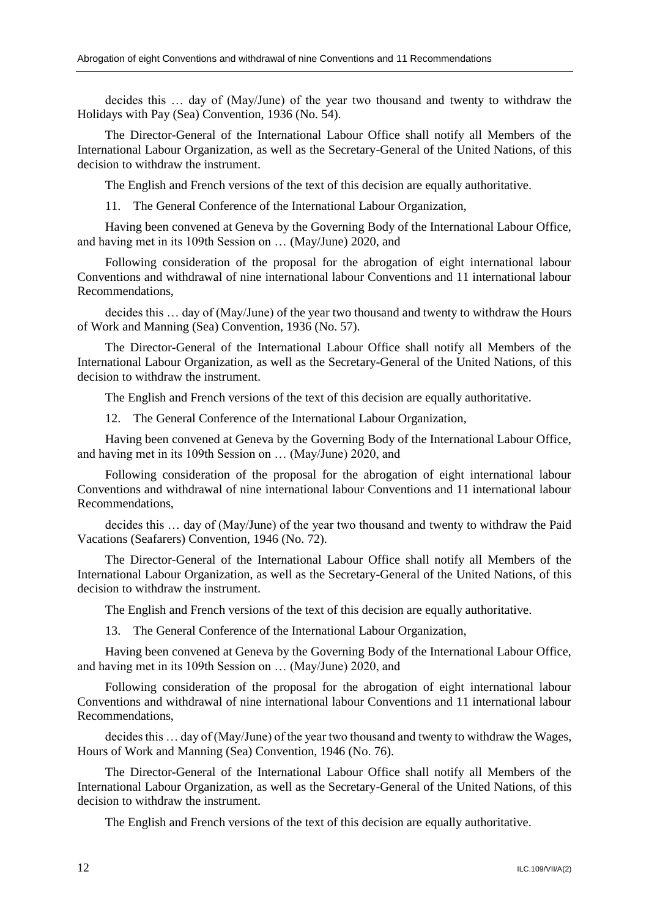decides this … day of (May/June) of the year two thousand and twenty to withdraw the Holidays with Pay (Sea) Convention, 1936 (No. 54).

The Director-General of the International Labour Office shall notify all Members of the International Labour Organization, as well as the Secretary-General of the United Nations, of this decision to withdraw the instrument.

The English and French versions of the text of this decision are equally authoritative.

11. The General Conference of the International Labour Organization,

Having been convened at Geneva by the Governing Body of the International Labour Office, and having met in its 109th Session on … (May/June) 2020, and

Following consideration of the proposal for the abrogation of eight international labour Conventions and withdrawal of nine international labour Conventions and 11 international labour Recommendations,

decides this … day of (May/June) of the year two thousand and twenty to withdraw the Hours of Work and Manning (Sea) Convention, 1936 (No. 57).

The Director-General of the International Labour Office shall notify all Members of the International Labour Organization, as well as the Secretary-General of the United Nations, of this decision to withdraw the instrument.

The English and French versions of the text of this decision are equally authoritative.

12. The General Conference of the International Labour Organization,

Having been convened at Geneva by the Governing Body of the International Labour Office, and having met in its 109th Session on … (May/June) 2020, and

Following consideration of the proposal for the abrogation of eight international labour Conventions and withdrawal of nine international labour Conventions and 11 international labour Recommendations,

decides this … day of (May/June) of the year two thousand and twenty to withdraw the Paid Vacations (Seafarers) Convention, 1946 (No. 72).

The Director-General of the International Labour Office shall notify all Members of the International Labour Organization, as well as the Secretary-General of the United Nations, of this decision to withdraw the instrument.

The English and French versions of the text of this decision are equally authoritative.

13. The General Conference of the International Labour Organization,

Having been convened at Geneva by the Governing Body of the International Labour Office, and having met in its 109th Session on … (May/June) 2020, and

Following consideration of the proposal for the abrogation of eight international labour Conventions and withdrawal of nine international labour Conventions and 11 international labour Recommendations,

decides this … day of (May/June) of the year two thousand and twenty to withdraw the Wages, Hours of Work and Manning (Sea) Convention, 1946 (No. 76).

The Director-General of the International Labour Office shall notify all Members of the International Labour Organization, as well as the Secretary-General of the United Nations, of this decision to withdraw the instrument.

The English and French versions of the text of this decision are equally authoritative.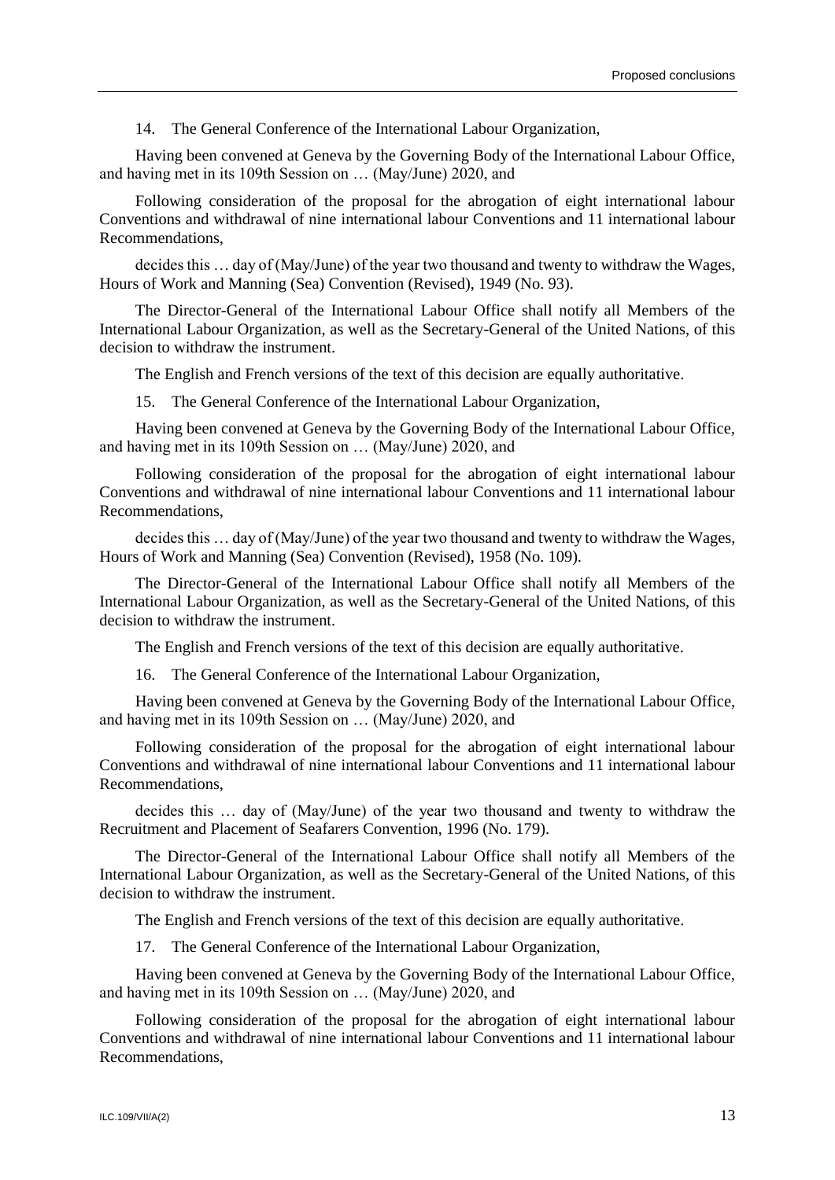14. The General Conference of the International Labour Organization,

Having been convened at Geneva by the Governing Body of the International Labour Office, and having met in its 109th Session on … (May/June) 2020, and

Following consideration of the proposal for the abrogation of eight international labour Conventions and withdrawal of nine international labour Conventions and 11 international labour Recommendations,

decides this … day of (May/June) of the year two thousand and twenty to withdraw the Wages, Hours of Work and Manning (Sea) Convention (Revised), 1949 (No. 93).

The Director-General of the International Labour Office shall notify all Members of the International Labour Organization, as well as the Secretary-General of the United Nations, of this decision to withdraw the instrument.

The English and French versions of the text of this decision are equally authoritative.

15. The General Conference of the International Labour Organization,

Having been convened at Geneva by the Governing Body of the International Labour Office, and having met in its 109th Session on … (May/June) 2020, and

Following consideration of the proposal for the abrogation of eight international labour Conventions and withdrawal of nine international labour Conventions and 11 international labour Recommendations,

decides this … day of (May/June) of the year two thousand and twenty to withdraw the Wages, Hours of Work and Manning (Sea) Convention (Revised), 1958 (No. 109).

The Director-General of the International Labour Office shall notify all Members of the International Labour Organization, as well as the Secretary-General of the United Nations, of this decision to withdraw the instrument.

The English and French versions of the text of this decision are equally authoritative.

16. The General Conference of the International Labour Organization,

Having been convened at Geneva by the Governing Body of the International Labour Office, and having met in its 109th Session on … (May/June) 2020, and

Following consideration of the proposal for the abrogation of eight international labour Conventions and withdrawal of nine international labour Conventions and 11 international labour Recommendations,

decides this … day of (May/June) of the year two thousand and twenty to withdraw the Recruitment and Placement of Seafarers Convention, 1996 (No. 179).

The Director-General of the International Labour Office shall notify all Members of the International Labour Organization, as well as the Secretary-General of the United Nations, of this decision to withdraw the instrument.

The English and French versions of the text of this decision are equally authoritative.

17. The General Conference of the International Labour Organization,

Having been convened at Geneva by the Governing Body of the International Labour Office, and having met in its 109th Session on … (May/June) 2020, and

Following consideration of the proposal for the abrogation of eight international labour Conventions and withdrawal of nine international labour Conventions and 11 international labour Recommendations,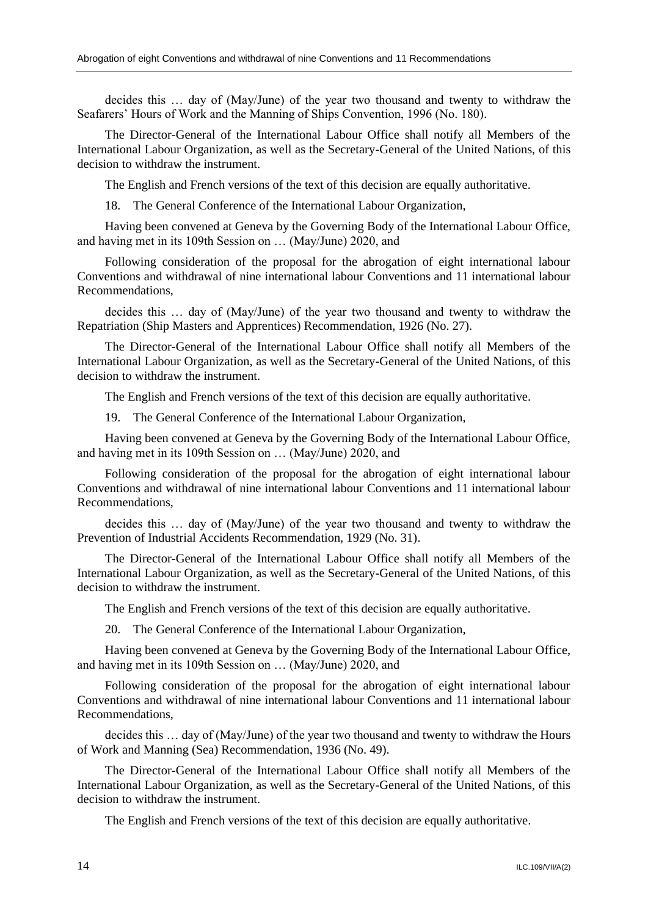decides this … day of (May/June) of the year two thousand and twenty to withdraw the Seafarers' Hours of Work and the Manning of Ships Convention, 1996 (No. 180).

The Director-General of the International Labour Office shall notify all Members of the International Labour Organization, as well as the Secretary-General of the United Nations, of this decision to withdraw the instrument.

The English and French versions of the text of this decision are equally authoritative.

18. The General Conference of the International Labour Organization,

Having been convened at Geneva by the Governing Body of the International Labour Office, and having met in its 109th Session on … (May/June) 2020, and

Following consideration of the proposal for the abrogation of eight international labour Conventions and withdrawal of nine international labour Conventions and 11 international labour Recommendations,

decides this … day of (May/June) of the year two thousand and twenty to withdraw the Repatriation (Ship Masters and Apprentices) Recommendation, 1926 (No. 27).

The Director-General of the International Labour Office shall notify all Members of the International Labour Organization, as well as the Secretary-General of the United Nations, of this decision to withdraw the instrument.

The English and French versions of the text of this decision are equally authoritative.

19. The General Conference of the International Labour Organization,

Having been convened at Geneva by the Governing Body of the International Labour Office, and having met in its 109th Session on … (May/June) 2020, and

Following consideration of the proposal for the abrogation of eight international labour Conventions and withdrawal of nine international labour Conventions and 11 international labour Recommendations,

decides this … day of (May/June) of the year two thousand and twenty to withdraw the Prevention of Industrial Accidents Recommendation, 1929 (No. 31).

The Director-General of the International Labour Office shall notify all Members of the International Labour Organization, as well as the Secretary-General of the United Nations, of this decision to withdraw the instrument.

The English and French versions of the text of this decision are equally authoritative.

20. The General Conference of the International Labour Organization,

Having been convened at Geneva by the Governing Body of the International Labour Office, and having met in its 109th Session on … (May/June) 2020, and

Following consideration of the proposal for the abrogation of eight international labour Conventions and withdrawal of nine international labour Conventions and 11 international labour Recommendations,

decides this … day of (May/June) of the year two thousand and twenty to withdraw the Hours of Work and Manning (Sea) Recommendation, 1936 (No. 49).

The Director-General of the International Labour Office shall notify all Members of the International Labour Organization, as well as the Secretary-General of the United Nations, of this decision to withdraw the instrument.

The English and French versions of the text of this decision are equally authoritative.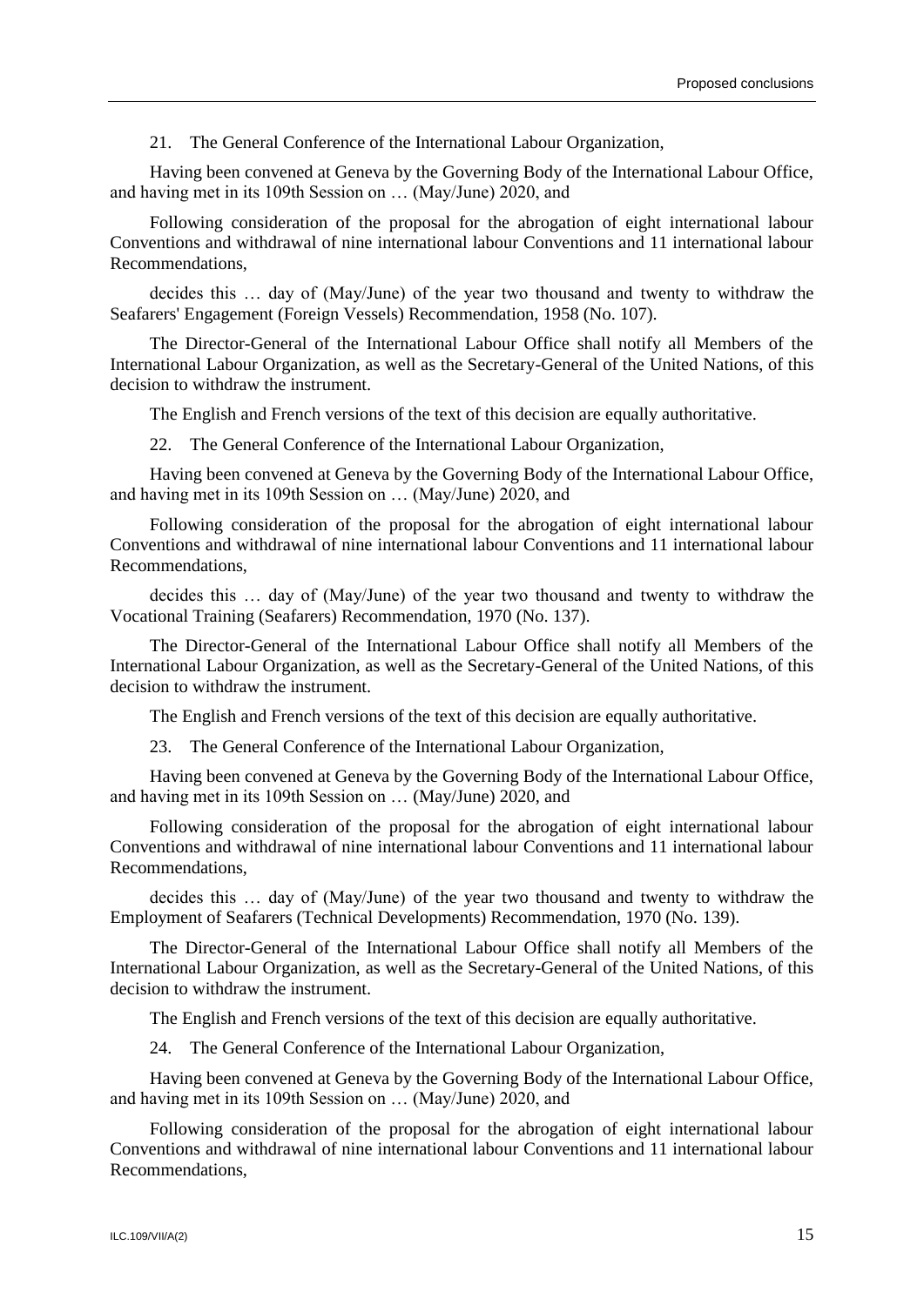21. The General Conference of the International Labour Organization,

Having been convened at Geneva by the Governing Body of the International Labour Office, and having met in its 109th Session on … (May/June) 2020, and

Following consideration of the proposal for the abrogation of eight international labour Conventions and withdrawal of nine international labour Conventions and 11 international labour Recommendations,

decides this … day of (May/June) of the year two thousand and twenty to withdraw the Seafarers' Engagement (Foreign Vessels) Recommendation, 1958 (No. 107).

The Director-General of the International Labour Office shall notify all Members of the International Labour Organization, as well as the Secretary-General of the United Nations, of this decision to withdraw the instrument.

The English and French versions of the text of this decision are equally authoritative.

22. The General Conference of the International Labour Organization,

Having been convened at Geneva by the Governing Body of the International Labour Office, and having met in its 109th Session on … (May/June) 2020, and

Following consideration of the proposal for the abrogation of eight international labour Conventions and withdrawal of nine international labour Conventions and 11 international labour Recommendations,

decides this … day of (May/June) of the year two thousand and twenty to withdraw the Vocational Training (Seafarers) Recommendation, 1970 (No. 137).

The Director-General of the International Labour Office shall notify all Members of the International Labour Organization, as well as the Secretary-General of the United Nations, of this decision to withdraw the instrument.

The English and French versions of the text of this decision are equally authoritative.

23. The General Conference of the International Labour Organization,

Having been convened at Geneva by the Governing Body of the International Labour Office, and having met in its 109th Session on … (May/June) 2020, and

Following consideration of the proposal for the abrogation of eight international labour Conventions and withdrawal of nine international labour Conventions and 11 international labour Recommendations,

decides this … day of (May/June) of the year two thousand and twenty to withdraw the Employment of Seafarers (Technical Developments) Recommendation, 1970 (No. 139).

The Director-General of the International Labour Office shall notify all Members of the International Labour Organization, as well as the Secretary-General of the United Nations, of this decision to withdraw the instrument.

The English and French versions of the text of this decision are equally authoritative.

24. The General Conference of the International Labour Organization,

Having been convened at Geneva by the Governing Body of the International Labour Office, and having met in its 109th Session on … (May/June) 2020, and

Following consideration of the proposal for the abrogation of eight international labour Conventions and withdrawal of nine international labour Conventions and 11 international labour Recommendations,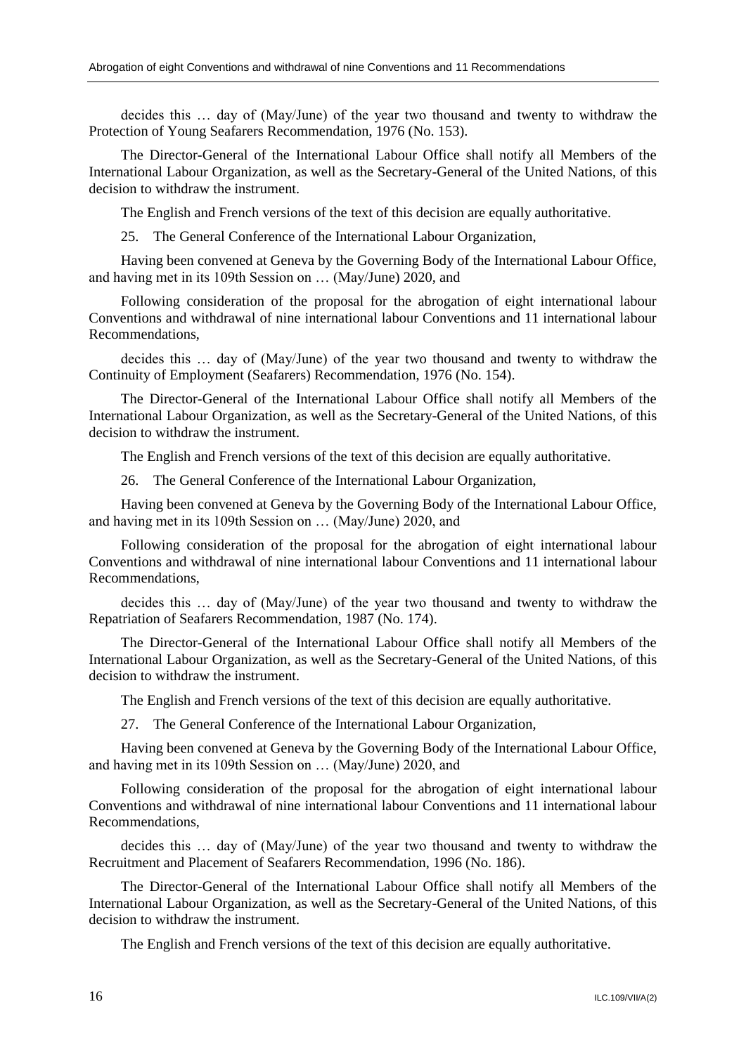decides this … day of (May/June) of the year two thousand and twenty to withdraw the Protection of Young Seafarers Recommendation, 1976 (No. 153).

The Director-General of the International Labour Office shall notify all Members of the International Labour Organization, as well as the Secretary-General of the United Nations, of this decision to withdraw the instrument.

The English and French versions of the text of this decision are equally authoritative.

25. The General Conference of the International Labour Organization,

Having been convened at Geneva by the Governing Body of the International Labour Office, and having met in its 109th Session on … (May/June) 2020, and

Following consideration of the proposal for the abrogation of eight international labour Conventions and withdrawal of nine international labour Conventions and 11 international labour Recommendations,

decides this … day of (May/June) of the year two thousand and twenty to withdraw the Continuity of Employment (Seafarers) Recommendation, 1976 (No. 154).

The Director-General of the International Labour Office shall notify all Members of the International Labour Organization, as well as the Secretary-General of the United Nations, of this decision to withdraw the instrument.

The English and French versions of the text of this decision are equally authoritative.

26. The General Conference of the International Labour Organization,

Having been convened at Geneva by the Governing Body of the International Labour Office, and having met in its 109th Session on … (May/June) 2020, and

Following consideration of the proposal for the abrogation of eight international labour Conventions and withdrawal of nine international labour Conventions and 11 international labour Recommendations,

decides this … day of (May/June) of the year two thousand and twenty to withdraw the Repatriation of Seafarers Recommendation, 1987 (No. 174).

The Director-General of the International Labour Office shall notify all Members of the International Labour Organization, as well as the Secretary-General of the United Nations, of this decision to withdraw the instrument.

The English and French versions of the text of this decision are equally authoritative.

27. The General Conference of the International Labour Organization,

Having been convened at Geneva by the Governing Body of the International Labour Office, and having met in its 109th Session on … (May/June) 2020, and

Following consideration of the proposal for the abrogation of eight international labour Conventions and withdrawal of nine international labour Conventions and 11 international labour Recommendations,

decides this … day of (May/June) of the year two thousand and twenty to withdraw the Recruitment and Placement of Seafarers Recommendation, 1996 (No. 186).

The Director-General of the International Labour Office shall notify all Members of the International Labour Organization, as well as the Secretary-General of the United Nations, of this decision to withdraw the instrument.

The English and French versions of the text of this decision are equally authoritative.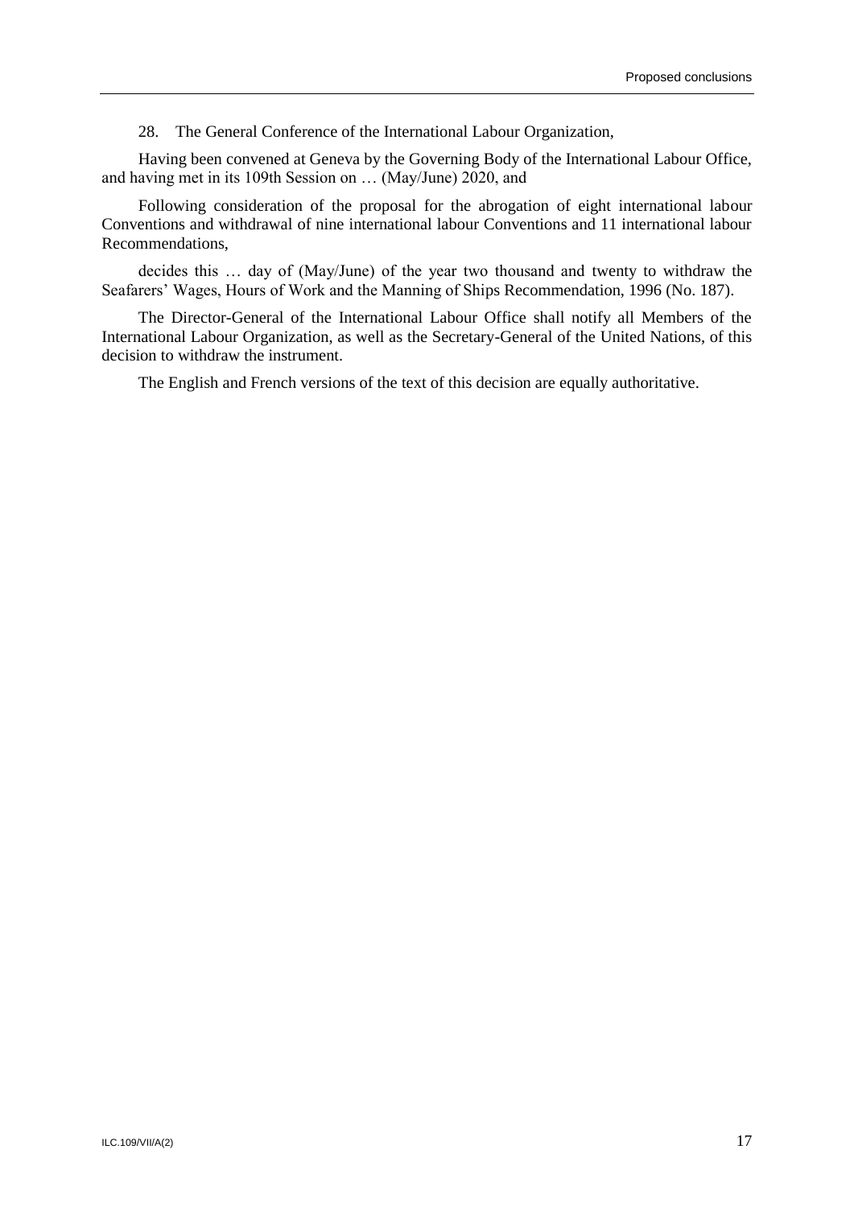28. The General Conference of the International Labour Organization,

Having been convened at Geneva by the Governing Body of the International Labour Office, and having met in its 109th Session on … (May/June) 2020, and

Following consideration of the proposal for the abrogation of eight international labour Conventions and withdrawal of nine international labour Conventions and 11 international labour Recommendations,

decides this … day of (May/June) of the year two thousand and twenty to withdraw the Seafarers' Wages, Hours of Work and the Manning of Ships Recommendation, 1996 (No. 187).

The Director-General of the International Labour Office shall notify all Members of the International Labour Organization, as well as the Secretary-General of the United Nations, of this decision to withdraw the instrument.

The English and French versions of the text of this decision are equally authoritative.